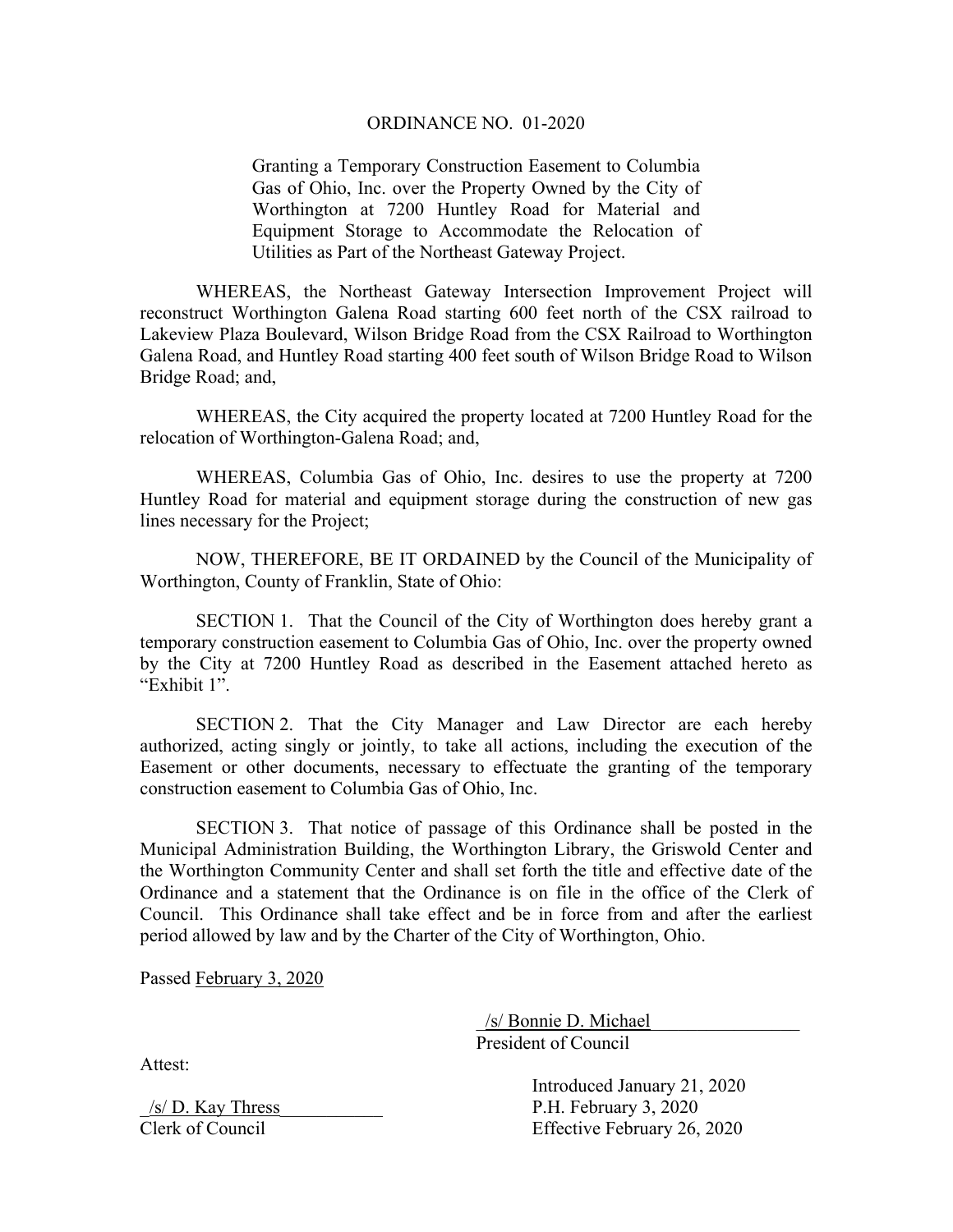# ORDINANCE NO. 01-2020

Granting a Temporary Construction Easement to Columbia Gas of Ohio, Inc. over the Property Owned by the City of Worthington at 7200 Huntley Road for Material and Equipment Storage to Accommodate the Relocation of Utilities as Part of the Northeast Gateway Project.

WHEREAS, the Northeast Gateway Intersection Improvement Project will reconstruct Worthington Galena Road starting 600 feet north of the CSX railroad to Lakeview Plaza Boulevard, Wilson Bridge Road from the CSX Railroad to Worthington Galena Road, and Huntley Road starting 400 feet south of Wilson Bridge Road to Wilson Bridge Road; and,

WHEREAS, the City acquired the property located at 7200 Huntley Road for the relocation of Worthington-Galena Road; and,

WHEREAS, Columbia Gas of Ohio, Inc. desires to use the property at 7200 Huntley Road for material and equipment storage during the construction of new gas lines necessary for the Project;

NOW, THEREFORE, BE IT ORDAINED by the Council of the Municipality of Worthington, County of Franklin, State of Ohio:

SECTION 1. That the Council of the City of Worthington does hereby grant a temporary construction easement to Columbia Gas of Ohio, Inc. over the property owned by the City at 7200 Huntley Road as described in the Easement attached hereto as "Exhibit 1".

SECTION 2. That the City Manager and Law Director are each hereby authorized, acting singly or jointly, to take all actions, including the execution of the Easement or other documents, necessary to effectuate the granting of the temporary construction easement to Columbia Gas of Ohio, Inc.

SECTION 3. That notice of passage of this Ordinance shall be posted in the Municipal Administration Building, the Worthington Library, the Griswold Center and the Worthington Community Center and shall set forth the title and effective date of the Ordinance and a statement that the Ordinance is on file in the office of the Clerk of Council. This Ordinance shall take effect and be in force from and after the earliest period allowed by law and by the Charter of the City of Worthington, Ohio.

Passed February 3, 2020

/s/ Bonnie D. Michael
President of Council

Attest:

/s/ D. Kay Thress
Clerk of Council

Introduced January 21, 2020
P.H. February 3, 2020
Effective February 26, 2020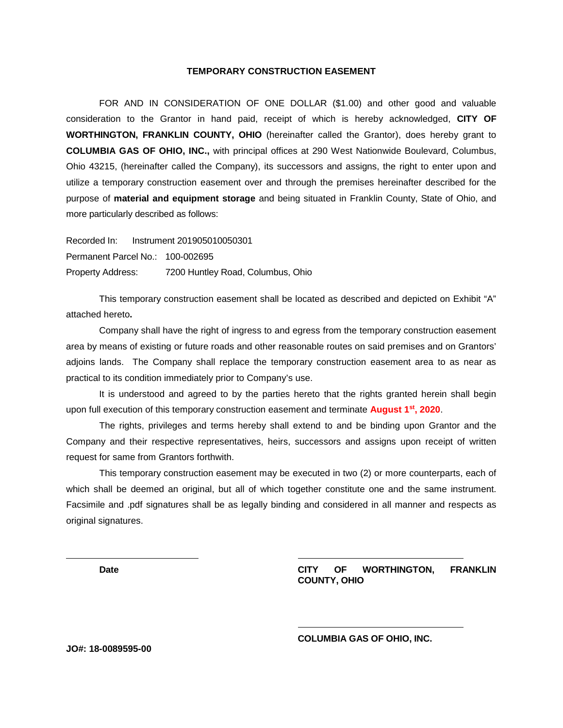# TEMPORARY CONSTRUCTION EASEMENT

FOR AND IN CONSIDERATION OF ONE DOLLAR ($1.00) and other good and valuable consideration to the Grantor in hand paid, receipt of which is hereby acknowledged, **CITY OF WORTHINGTON, FRANKLIN COUNTY, OHIO** (hereinafter called the Grantor), does hereby grant to **COLUMBIA GAS OF OHIO, INC.,** with principal offices at 290 West Nationwide Boulevard, Columbus, Ohio 43215, (hereinafter called the Company), its successors and assigns, the right to enter upon and utilize a temporary construction easement over and through the premises hereinafter described for the purpose of **material and equipment storage** and being situated in Franklin County, State of Ohio, and more particularly described as follows:

Recorded In: Instrument 201905010050301
Permanent Parcel No.: 100-002695
Property Address: 7200 Huntley Road, Columbus, Ohio

This temporary construction easement shall be located as described and depicted on Exhibit "A" attached hereto**.**

Company shall have the right of ingress to and egress from the temporary construction easement area by means of existing or future roads and other reasonable routes on said premises and on Grantors' adjoins lands. The Company shall replace the temporary construction easement area to as near as practical to its condition immediately prior to Company's use.

It is understood and agreed to by the parties hereto that the rights granted herein shall begin upon full execution of this temporary construction easement and terminate **August 1st, 2020**.

The rights, privileges and terms hereby shall extend to and be binding upon Grantor and the Company and their respective representatives, heirs, successors and assigns upon receipt of written request for same from Grantors forthwith.

This temporary construction easement may be executed in two (2) or more counterparts, each of which shall be deemed an original, but all of which together constitute one and the same instrument. Facsimile and .pdf signatures shall be as legally binding and considered in all manner and respects as original signatures.

\_\_\_\_\_\_\_\_\_\_\_\_\_\_\_\_\_\_\_\_\_\_\_\_\_\_\_\_
**Date**

\_\_\_\_\_\_\_\_\_\_\_\_\_\_\_\_\_\_\_\_\_\_\_\_\_\_\_\_
**CITY OF WORTHINGTON, FRANKLIN COUNTY, OHIO**

\_\_\_\_\_\_\_\_\_\_\_\_\_\_\_\_\_\_\_\_\_\_\_\_\_\_\_\_
**COLUMBIA GAS OF OHIO, INC.**

**JO#: 18-0089595-00**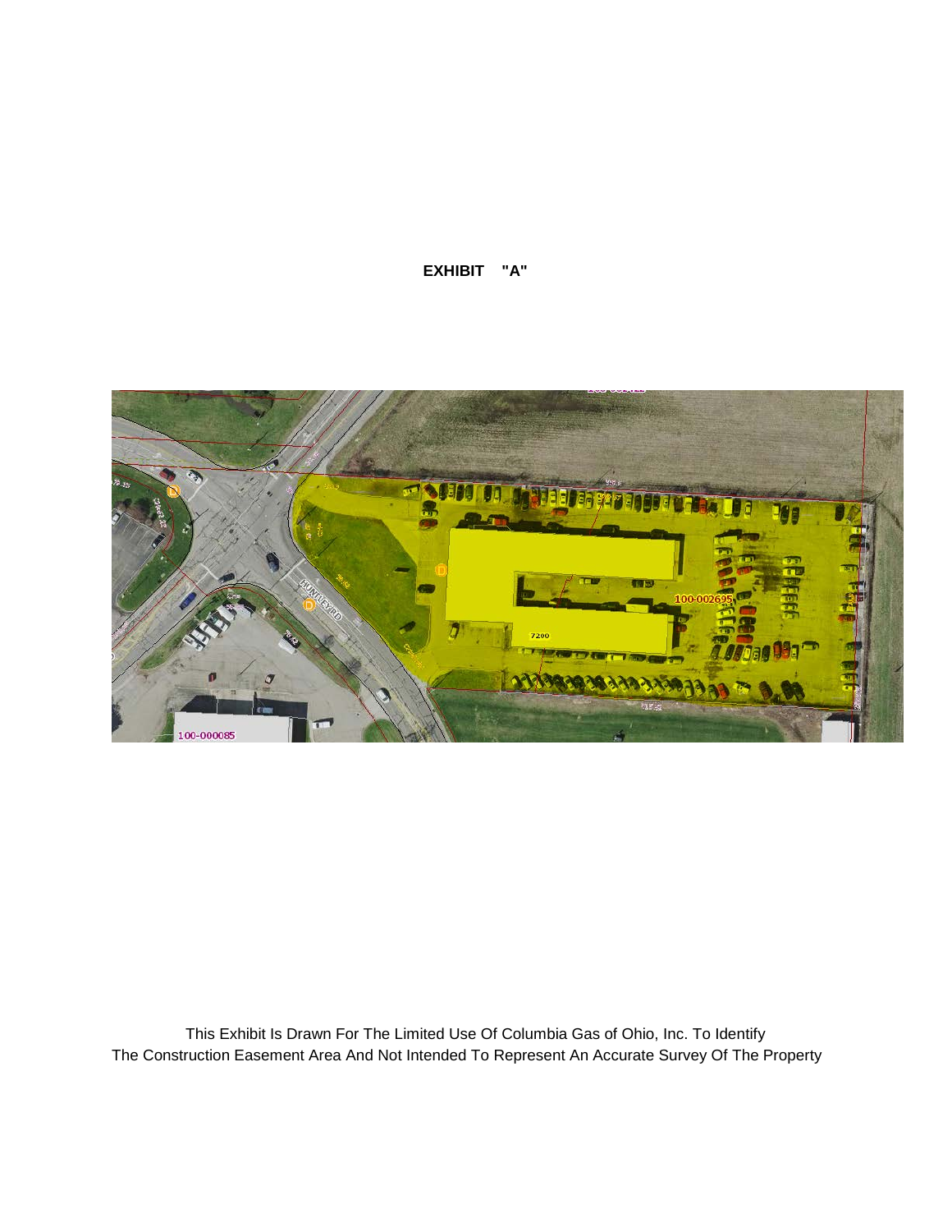**EXHIBIT "A"**

This Exhibit Is Drawn For The Limited Use Of Columbia Gas of Ohio, Inc. To Identify
The Construction Easement Area And Not Intended To Represent An Accurate Survey Of The Property